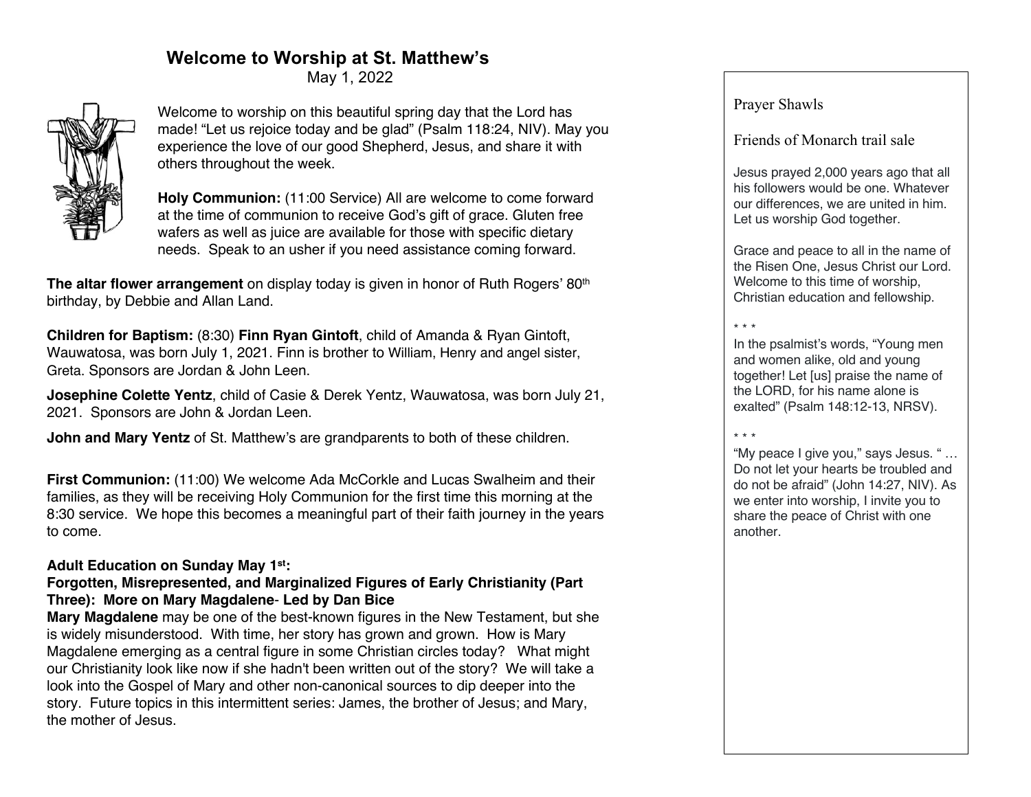# Welcome to Worship at St. Matthew's

May 1, 2022

Welcome to worship on this beautiful spring day that the Lord has made! "Let us rejoice today and be glad" (Psalm 118:24, NIV). May you experience the love of our good Shepherd, Jesus, and share it with others throughout the week.

**Holy Communion:** (11:00 Service) All are welcome to come forward at the time of communion to receive God's gift of grace. Gluten free wafers as well as juice are available for those with specific dietary needs. Speak to an usher if you need assistance coming forward.

**The altar flower arrangement** on display today is given in honor of Ruth Rogers' 80th birthday, by Debbie and Allan Land.

**Children for Baptism:** (8:30) **Finn Ryan Gintoft**, child of Amanda & Ryan Gintoft, Wauwatosa, was born July 1, 2021. Finn is brother to William, Henry and angel sister, Greta. Sponsors are Jordan & John Leen.

**Josephine Colette Yentz**, child of Casie & Derek Yentz, Wauwatosa, was born July 21, 2021. Sponsors are John & Jordan Leen.

**John and Mary Yentz** of St. Matthew's are grandparents to both of these children.

**First Communion:** (11:00) We welcome Ada McCorkle and Lucas Swalheim and their families, as they will be receiving Holy Communion for the first time this morning at the 8:30 service. We hope this becomes a meaningful part of their faith journey in the years to come.

**Adult Education on Sunday May 1st:**
**Forgotten, Misrepresented, and Marginalized Figures of Early Christianity (Part Three): More on Mary Magdalene- Led by Dan Bice**
**Mary Magdalene** may be one of the best-known figures in the New Testament, but she is widely misunderstood. With time, her story has grown and grown. How is Mary Magdalene emerging as a central figure in some Christian circles today? What might our Christianity look like now if she hadn't been written out of the story? We will take a look into the Gospel of Mary and other non-canonical sources to dip deeper into the story. Future topics in this intermittent series: James, the brother of Jesus; and Mary, the mother of Jesus.

Prayer Shawls

Friends of Monarch trail sale

Jesus prayed 2,000 years ago that all his followers would be one. Whatever our differences, we are united in him. Let us worship God together.

Grace and peace to all in the name of the Risen One, Jesus Christ our Lord. Welcome to this time of worship, Christian education and fellowship.

\* \* \*

In the psalmist's words, "Young men and women alike, old and young together! Let [us] praise the name of the LORD, for his name alone is exalted" (Psalm 148:12-13, NRSV).

\* \* \*

"My peace I give you," says Jesus. " … Do not let your hearts be troubled and do not be afraid" (John 14:27, NIV). As we enter into worship, I invite you to share the peace of Christ with one another.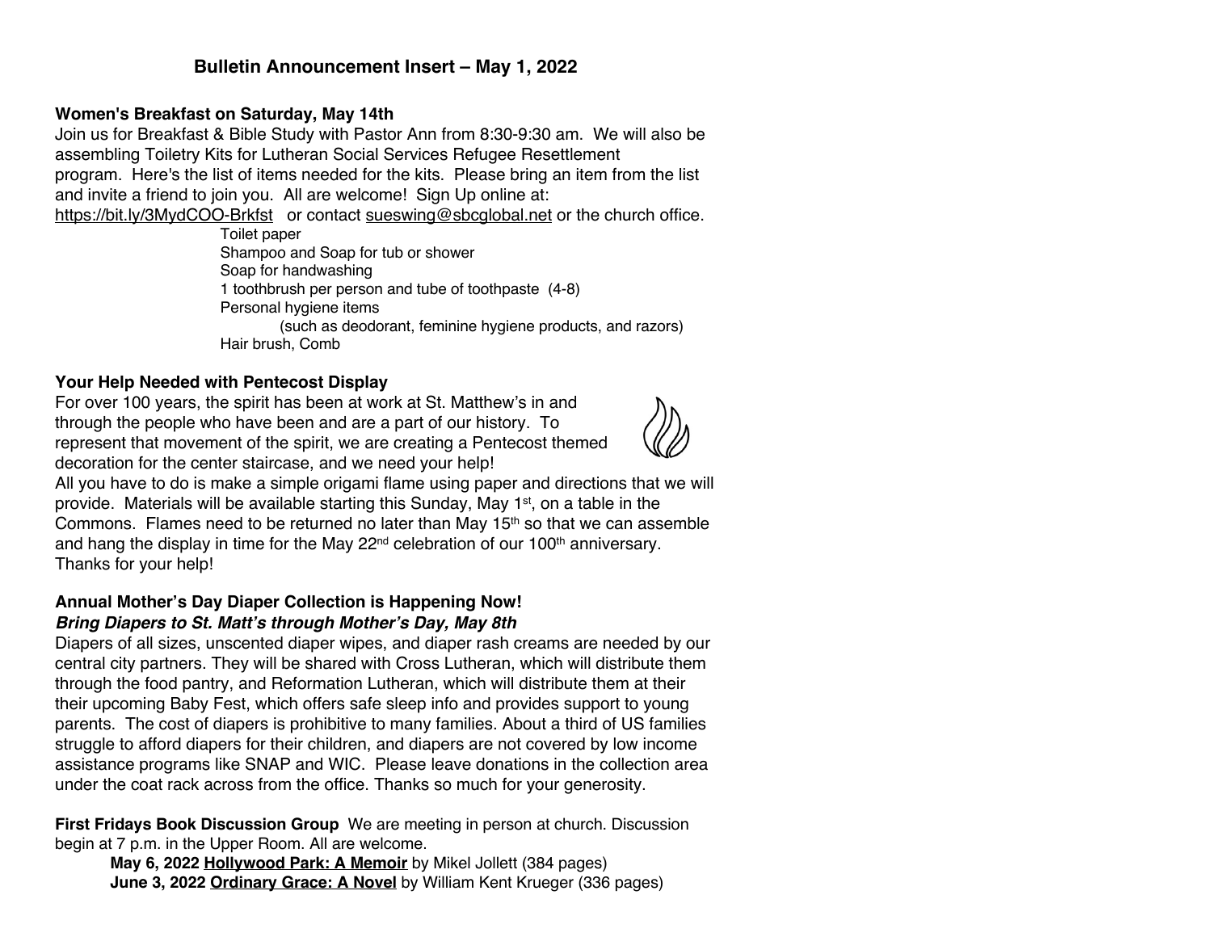## Bulletin Announcement Insert – May 1, 2022

**Women's Breakfast on Saturday, May 14th**

Join us for Breakfast & Bible Study with Pastor Ann from 8:30-9:30 am. We will also be assembling Toiletry Kits for Lutheran Social Services Refugee Resettlement program. Here's the list of items needed for the kits. Please bring an item from the list and invite a friend to join you. All are welcome! Sign Up online at: https://bit.ly/3MydCOO-Brkfst or contact sueswing@sbcglobal.net or the church office.

- Toilet paper
- Shampoo and Soap for tub or shower
- Soap for handwashing
- 1 toothbrush per person and tube of toothpaste (4-8)
- Personal hygiene items
  - (such as deodorant, feminine hygiene products, and razors)
- Hair brush, Comb

**Your Help Needed with Pentecost Display**

For over 100 years, the spirit has been at work at St. Matthew's in and through the people who have been and are a part of our history. To represent that movement of the spirit, we are creating a Pentecost themed decoration for the center staircase, and we need your help! All you have to do is make a simple origami flame using paper and directions that we will provide. Materials will be available starting this Sunday, May 1st, on a table in the Commons. Flames need to be returned no later than May 15th so that we can assemble and hang the display in time for the May 22nd celebration of our 100th anniversary. Thanks for your help!

**Annual Mother's Day Diaper Collection is Happening Now!**
***Bring Diapers to St. Matt's through Mother's Day, May 8th***

Diapers of all sizes, unscented diaper wipes, and diaper rash creams are needed by our central city partners. They will be shared with Cross Lutheran, which will distribute them through the food pantry, and Reformation Lutheran, which will distribute them at their their upcoming Baby Fest, which offers safe sleep info and provides support to young parents. The cost of diapers is prohibitive to many families. About a third of US families struggle to afford diapers for their children, and diapers are not covered by low income assistance programs like SNAP and WIC. Please leave donations in the collection area under the coat rack across from the office. Thanks so much for your generosity.

**First Fridays Book Discussion Group** We are meeting in person at church. Discussion begin at 7 p.m. in the Upper Room. All are welcome.

**May 6, 2022 Hollywood Park: A Memoir** by Mikel Jollett (384 pages)
**June 3, 2022 Ordinary Grace: A Novel** by William Kent Krueger (336 pages)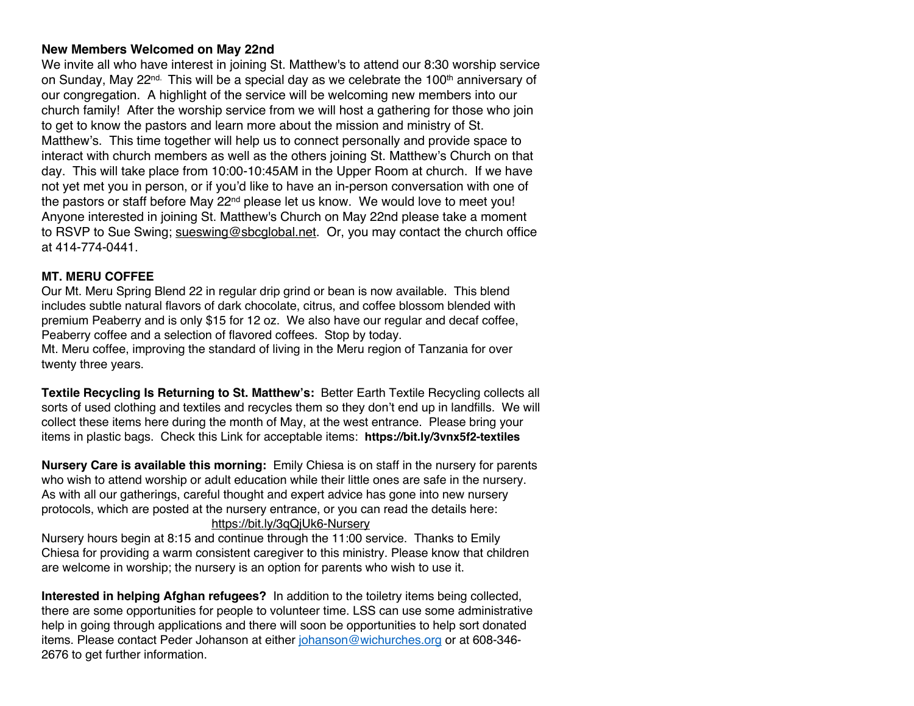**New Members Welcomed on May 22nd**

We invite all who have interest in joining St. Matthew's to attend our 8:30 worship service on Sunday, May 22nd. This will be a special day as we celebrate the 100th anniversary of our congregation. A highlight of the service will be welcoming new members into our church family! After the worship service from we will host a gathering for those who join to get to know the pastors and learn more about the mission and ministry of St. Matthew's. This time together will help us to connect personally and provide space to interact with church members as well as the others joining St. Matthew's Church on that day. This will take place from 10:00-10:45AM in the Upper Room at church. If we have not yet met you in person, or if you'd like to have an in-person conversation with one of the pastors or staff before May 22nd please let us know. We would love to meet you! Anyone interested in joining St. Matthew's Church on May 22nd please take a moment to RSVP to Sue Swing; sueswing@sbcglobal.net. Or, you may contact the church office at 414-774-0441.

**MT. MERU COFFEE**

Our Mt. Meru Spring Blend 22 in regular drip grind or bean is now available. This blend includes subtle natural flavors of dark chocolate, citrus, and coffee blossom blended with premium Peaberry and is only $15 for 12 oz. We also have our regular and decaf coffee, Peaberry coffee and a selection of flavored coffees. Stop by today.
Mt. Meru coffee, improving the standard of living in the Meru region of Tanzania for over twenty three years.

**Textile Recycling Is Returning to St. Matthew's:** Better Earth Textile Recycling collects all sorts of used clothing and textiles and recycles them so they don't end up in landfills. We will collect these items here during the month of May, at the west entrance. Please bring your items in plastic bags. Check this Link for acceptable items: **https://bit.ly/3vnx5f2-textiles**

**Nursery Care is available this morning:** Emily Chiesa is on staff in the nursery for parents who wish to attend worship or adult education while their little ones are safe in the nursery. As with all our gatherings, careful thought and expert advice has gone into new nursery protocols, which are posted at the nursery entrance, or you can read the details here:
https://bit.ly/3qQjUk6-Nursery
Nursery hours begin at 8:15 and continue through the 11:00 service. Thanks to Emily Chiesa for providing a warm consistent caregiver to this ministry. Please know that children are welcome in worship; the nursery is an option for parents who wish to use it.

**Interested in helping Afghan refugees?** In addition to the toiletry items being collected, there are some opportunities for people to volunteer time. LSS can use some administrative help in going through applications and there will soon be opportunities to help sort donated items. Please contact Peder Johanson at either johanson@wichurches.org or at 608-346-2676 to get further information.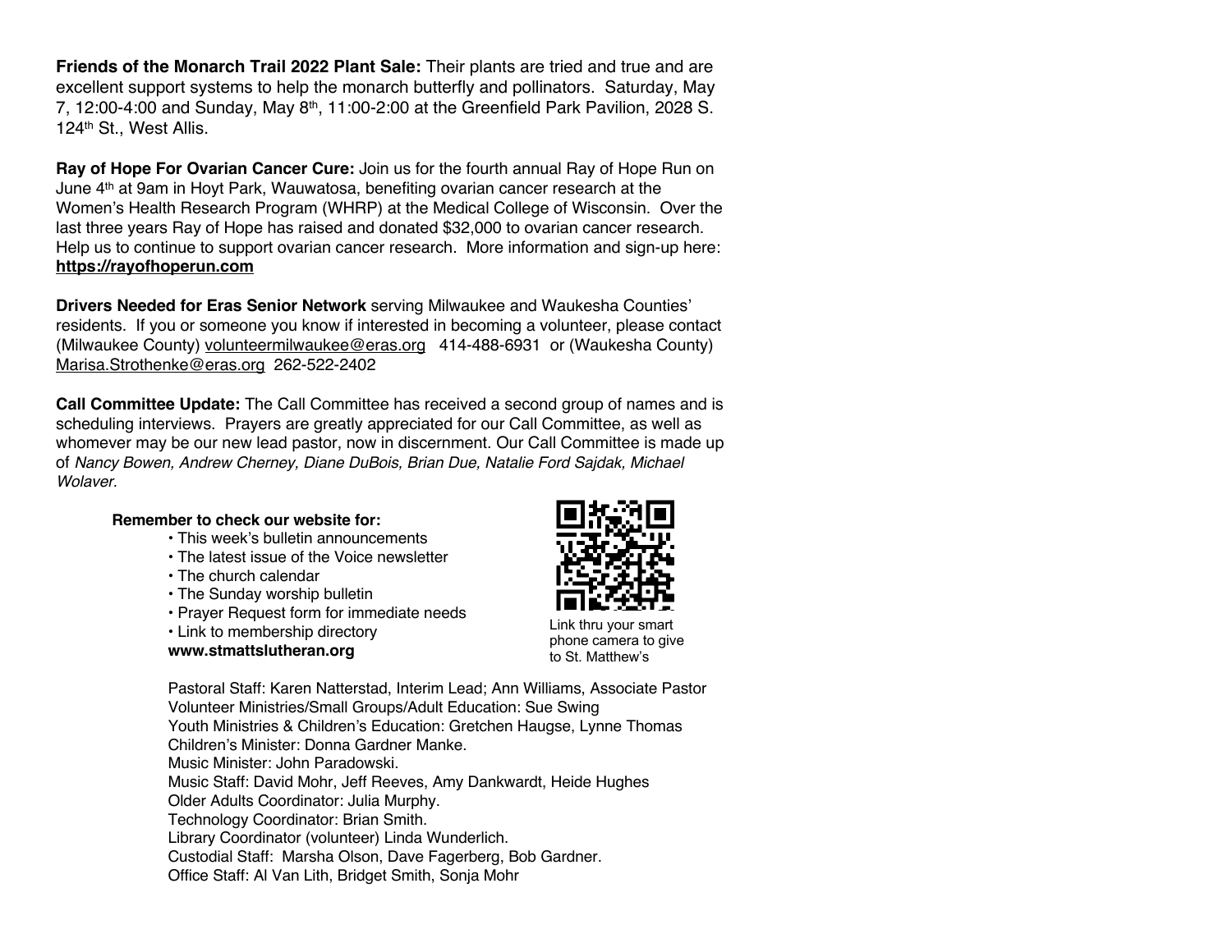**Friends of the Monarch Trail 2022 Plant Sale:** Their plants are tried and true and are excellent support systems to help the monarch butterfly and pollinators. Saturday, May 7, 12:00-4:00 and Sunday, May 8th, 11:00-2:00 at the Greenfield Park Pavilion, 2028 S. 124th St., West Allis.

**Ray of Hope For Ovarian Cancer Cure:** Join us for the fourth annual Ray of Hope Run on June 4th at 9am in Hoyt Park, Wauwatosa, benefiting ovarian cancer research at the Women's Health Research Program (WHRP) at the Medical College of Wisconsin. Over the last three years Ray of Hope has raised and donated $32,000 to ovarian cancer research. Help us to continue to support ovarian cancer research. More information and sign-up here: **https://rayofhoperun.com**

**Drivers Needed for Eras Senior Network** serving Milwaukee and Waukesha Counties' residents. If you or someone you know if interested in becoming a volunteer, please contact (Milwaukee County) volunteermilwaukee@eras.org 414-488-6931 or (Waukesha County) Marisa.Strothenke@eras.org 262-522-2402

**Call Committee Update:** The Call Committee has received a second group of names and is scheduling interviews. Prayers are greatly appreciated for our Call Committee, as well as whomever may be our new lead pastor, now in discernment. Our Call Committee is made up of *Nancy Bowen, Andrew Cherney, Diane DuBois, Brian Due, Natalie Ford Sajdak, Michael Wolaver.*

**Remember to check our website for:**

- This week's bulletin announcements
- The latest issue of the Voice newsletter
- The church calendar
- The Sunday worship bulletin
- Prayer Request form for immediate needs
- Link to membership directory

**www.stmattslutheran.org**

Link thru your smart phone camera to give to St. Matthew's

Pastoral Staff: Karen Natterstad, Interim Lead; Ann Williams, Associate Pastor
Volunteer Ministries/Small Groups/Adult Education: Sue Swing
Youth Ministries & Children's Education: Gretchen Haugse, Lynne Thomas
Children's Minister: Donna Gardner Manke.
Music Minister: John Paradowski.
Music Staff: David Mohr, Jeff Reeves, Amy Dankwardt, Heide Hughes
Older Adults Coordinator: Julia Murphy.
Technology Coordinator: Brian Smith.
Library Coordinator (volunteer) Linda Wunderlich.
Custodial Staff: Marsha Olson, Dave Fagerberg, Bob Gardner.
Office Staff: Al Van Lith, Bridget Smith, Sonja Mohr